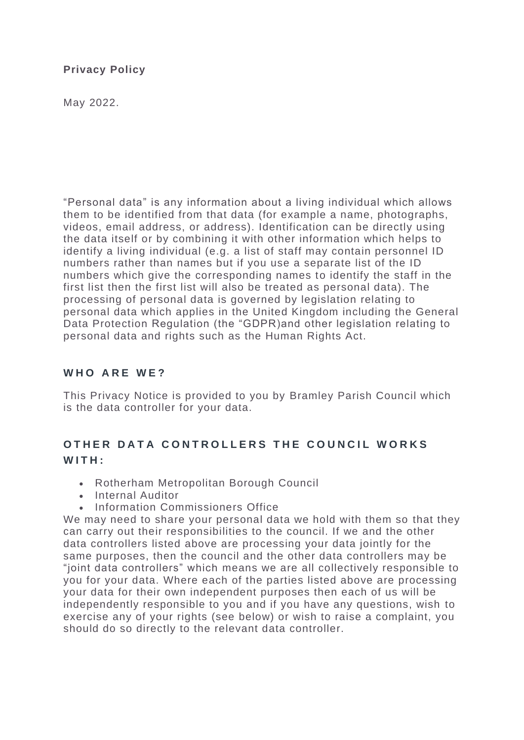**Privacy Policy**

May 2022.

"Personal data" is any information about a living individual which allows them to be identified from that data (for example a name, photographs, videos, email address, or address). Identification can be directly using the data itself or by combining it with other information which helps to identify a living individual (e.g. a list of staff may contain personnel ID numbers rather than names but if you use a separate list of the ID numbers which give the corresponding names to identify the staff in the first list then the first list will also be treated as personal data). The processing of personal data is governed by legislation relating to personal data which applies in the United Kingdom including the General Data Protection Regulation (the "GDPR)and other legislation relating to personal data and rights such as the Human Rights Act.

## WHO ARE WE?

This Privacy Notice is provided to you by Bramley Parish Council which is the data controller for your data.

## OTHER DATA CONTROLLERS THE COUNCIL WORKS WITH:

- Rotherham Metropolitan Borough Council
- Internal Auditor
- Information Commissioners Office

We may need to share your personal data we hold with them so that they can carry out their responsibilities to the council. If we and the other data controllers listed above are processing your data jointly for the same purposes, then the council and the other data controllers may be "joint data controllers" which means we are all collectively responsible to you for your data. Where each of the parties listed above are processing your data for their own independent purposes then each of us will be independently responsible to you and if you have any questions, wish to exercise any of your rights (see below) or wish to raise a complaint, you should do so directly to the relevant data controller.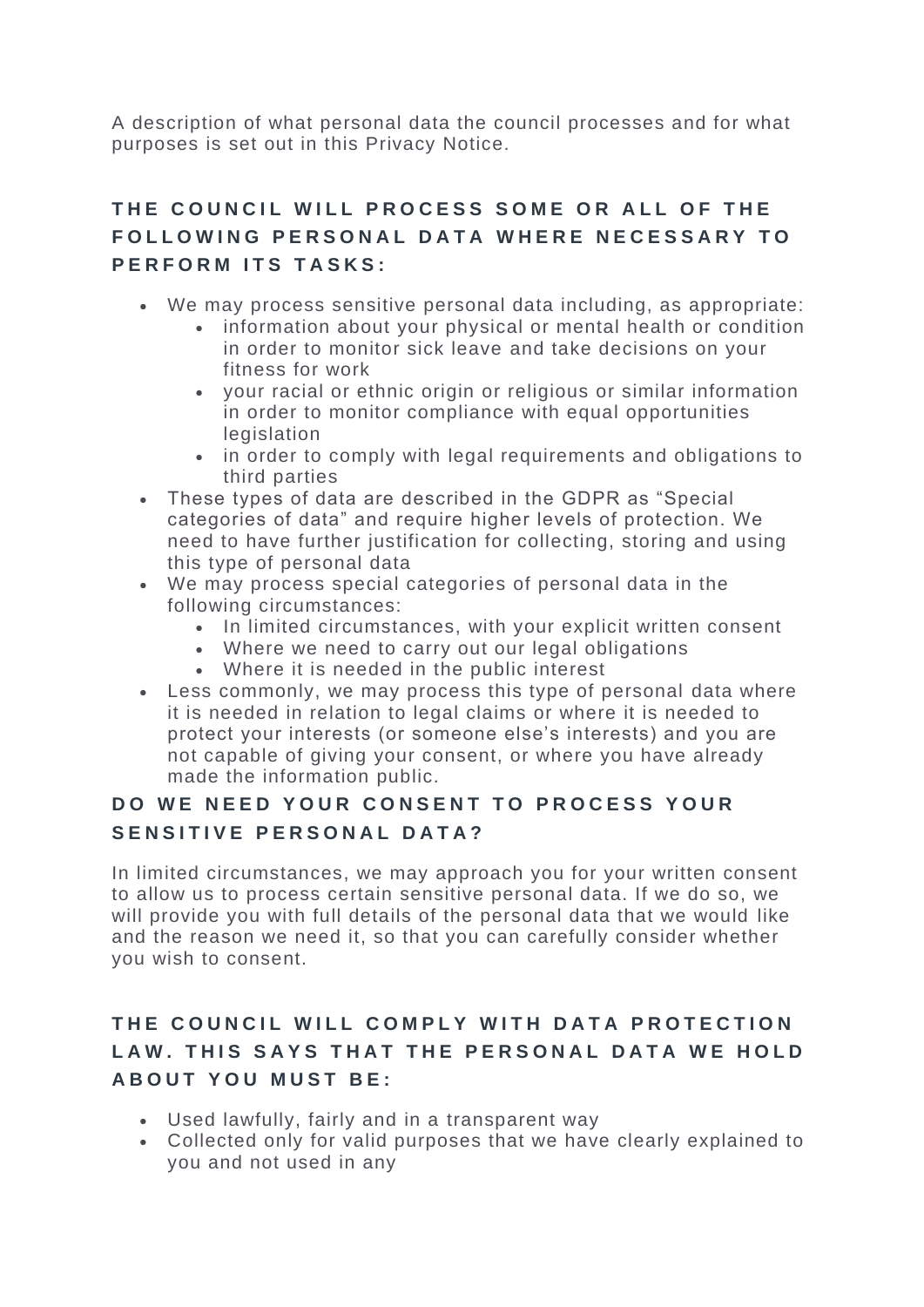A description of what personal data the council processes and for what purposes is set out in this Privacy Notice.

## THE COUNCIL WILL PROCESS SOME OR ALL OF THE FOLLOWING PERSONAL DATA WHERE NECESSARY TO PERFORM ITS TASKS:

- We may process sensitive personal data including, as appropriate:
  - information about your physical or mental health or condition in order to monitor sick leave and take decisions on your fitness for work
  - your racial or ethnic origin or religious or similar information in order to monitor compliance with equal opportunities legislation
  - in order to comply with legal requirements and obligations to third parties
- These types of data are described in the GDPR as "Special categories of data" and require higher levels of protection. We need to have further justification for collecting, storing and using this type of personal data
- We may process special categories of personal data in the following circumstances:
  - In limited circumstances, with your explicit written consent
  - Where we need to carry out our legal obligations
  - Where it is needed in the public interest
- Less commonly, we may process this type of personal data where it is needed in relation to legal claims or where it is needed to protect your interests (or someone else's interests) and you are not capable of giving your consent, or where you have already made the information public.

## DO WE NEED YOUR CONSENT TO PROCESS YOUR SENSITIVE PERSONAL DATA?

In limited circumstances, we may approach you for your written consent to allow us to process certain sensitive personal data. If we do so, we will provide you with full details of the personal data that we would like and the reason we need it, so that you can carefully consider whether you wish to consent.

## THE COUNCIL WILL COMPLY WITH DATA PROTECTION LAW. THIS SAYS THAT THE PERSONAL DATA WE HOLD ABOUT YOU MUST BE:

- Used lawfully, fairly and in a transparent way
- Collected only for valid purposes that we have clearly explained to you and not used in any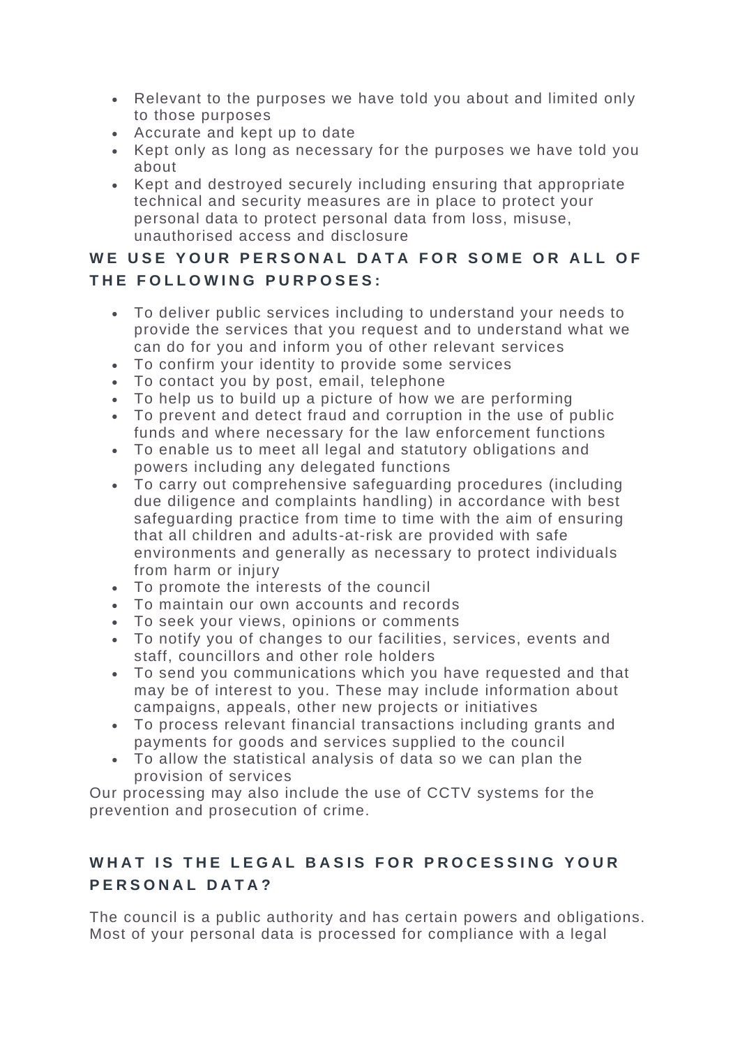- Relevant to the purposes we have told you about and limited only to those purposes
- Accurate and kept up to date
- Kept only as long as necessary for the purposes we have told you about
- Kept and destroyed securely including ensuring that appropriate technical and security measures are in place to protect your personal data to protect personal data from loss, misuse, unauthorised access and disclosure

### WE USE YOUR PERSONAL DATA FOR SOME OR ALL OF THE FOLLOWING PURPOSES:

- To deliver public services including to understand your needs to provide the services that you request and to understand what we can do for you and inform you of other relevant services
- To confirm your identity to provide some services
- To contact you by post, email, telephone
- To help us to build up a picture of how we are performing
- To prevent and detect fraud and corruption in the use of public funds and where necessary for the law enforcement functions
- To enable us to meet all legal and statutory obligations and powers including any delegated functions
- To carry out comprehensive safeguarding procedures (including due diligence and complaints handling) in accordance with best safeguarding practice from time to time with the aim of ensuring that all children and adults-at-risk are provided with safe environments and generally as necessary to protect individuals from harm or injury
- To promote the interests of the council
- To maintain our own accounts and records
- To seek your views, opinions or comments
- To notify you of changes to our facilities, services, events and staff, councillors and other role holders
- To send you communications which you have requested and that may be of interest to you. These may include information about campaigns, appeals, other new projects or initiatives
- To process relevant financial transactions including grants and payments for goods and services supplied to the council
- To allow the statistical analysis of data so we can plan the provision of services

Our processing may also include the use of CCTV systems for the prevention and prosecution of crime.

### WHAT IS THE LEGAL BASIS FOR PROCESSING YOUR PERSONAL DATA?

The council is a public authority and has certain powers and obligations. Most of your personal data is processed for compliance with a legal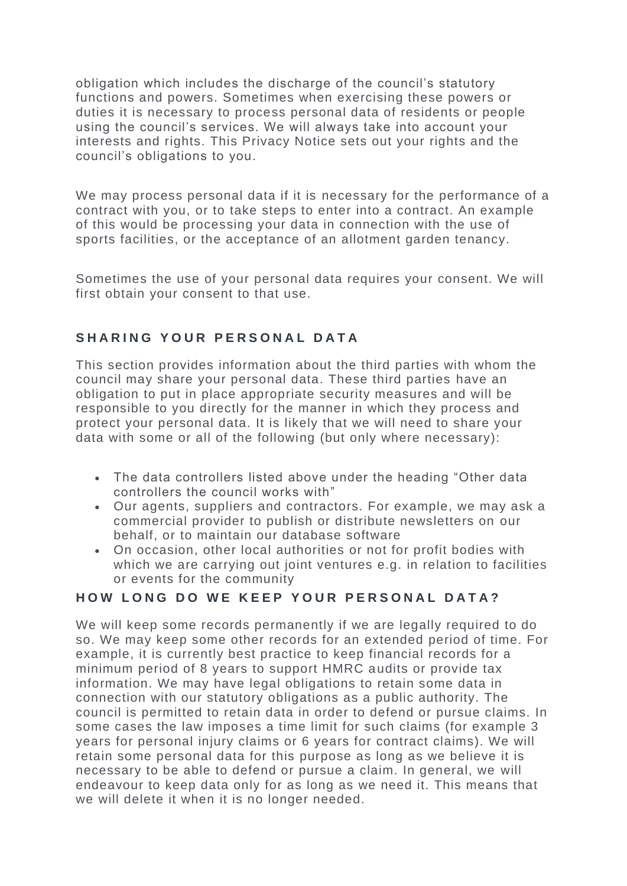obligation which includes the discharge of the council's statutory functions and powers. Sometimes when exercising these powers or duties it is necessary to process personal data of residents or people using the council's services. We will always take into account your interests and rights. This Privacy Notice sets out your rights and the council's obligations to you.

We may process personal data if it is necessary for the performance of a contract with you, or to take steps to enter into a contract. An example of this would be processing your data in connection with the use of sports facilities, or the acceptance of an allotment garden tenancy.

Sometimes the use of your personal data requires your consent. We will first obtain your consent to that use.

## SHARING YOUR PERSONAL DATA

This section provides information about the third parties with whom the council may share your personal data. These third parties have an obligation to put in place appropriate security measures and will be responsible to you directly for the manner in which they process and protect your personal data. It is likely that we will need to share your data with some or all of the following (but only where necessary):

- The data controllers listed above under the heading "Other data controllers the council works with"
- Our agents, suppliers and contractors. For example, we may ask a commercial provider to publish or distribute newsletters on our behalf, or to maintain our database software
- On occasion, other local authorities or not for profit bodies with which we are carrying out joint ventures e.g. in relation to facilities or events for the community

## HOW LONG DO WE KEEP YOUR PERSONAL DATA?

We will keep some records permanently if we are legally required to do so. We may keep some other records for an extended period of time. For example, it is currently best practice to keep financial records for a minimum period of 8 years to support HMRC audits or provide tax information. We may have legal obligations to retain some data in connection with our statutory obligations as a public authority. The council is permitted to retain data in order to defend or pursue claims. In some cases the law imposes a time limit for such claims (for example 3 years for personal injury claims or 6 years for contract claims). We will retain some personal data for this purpose as long as we believe it is necessary to be able to defend or pursue a claim. In general, we will endeavour to keep data only for as long as we need it. This means that we will delete it when it is no longer needed.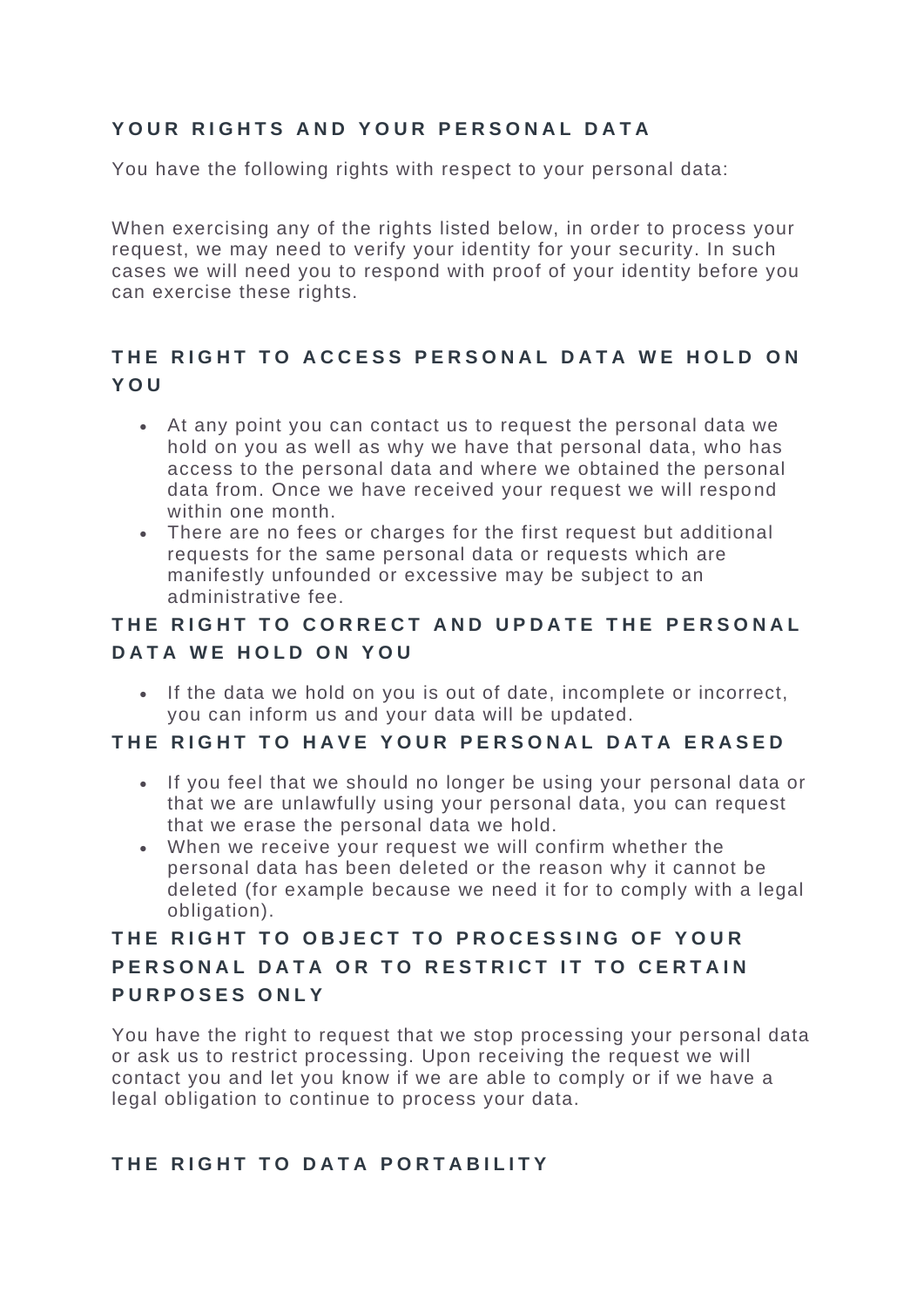## YOUR RIGHTS AND YOUR PERSONAL DATA

You have the following rights with respect to your personal data:

When exercising any of the rights listed below, in order to process your request, we may need to verify your identity for your security. In such cases we will need you to respond with proof of your identity before you can exercise these rights.

### THE RIGHT TO ACCESS PERSONAL DATA WE HOLD ON YOU

- At any point you can contact us to request the personal data we hold on you as well as why we have that personal data, who has access to the personal data and where we obtained the personal data from. Once we have received your request we will respond within one month.
- There are no fees or charges for the first request but additional requests for the same personal data or requests which are manifestly unfounded or excessive may be subject to an administrative fee.

### THE RIGHT TO CORRECT AND UPDATE THE PERSONAL DATA WE HOLD ON YOU

- If the data we hold on you is out of date, incomplete or incorrect, you can inform us and your data will be updated.

### THE RIGHT TO HAVE YOUR PERSONAL DATA ERASED

- If you feel that we should no longer be using your personal data or that we are unlawfully using your personal data, you can request that we erase the personal data we hold.
- When we receive your request we will confirm whether the personal data has been deleted or the reason why it cannot be deleted (for example because we need it for to comply with a legal obligation).

### THE RIGHT TO OBJECT TO PROCESSING OF YOUR PERSONAL DATA OR TO RESTRICT IT TO CERTAIN PURPOSES ONLY

You have the right to request that we stop processing your personal data or ask us to restrict processing. Upon receiving the request we will contact you and let you know if we are able to comply or if we have a legal obligation to continue to process your data.

### THE RIGHT TO DATA PORTABILITY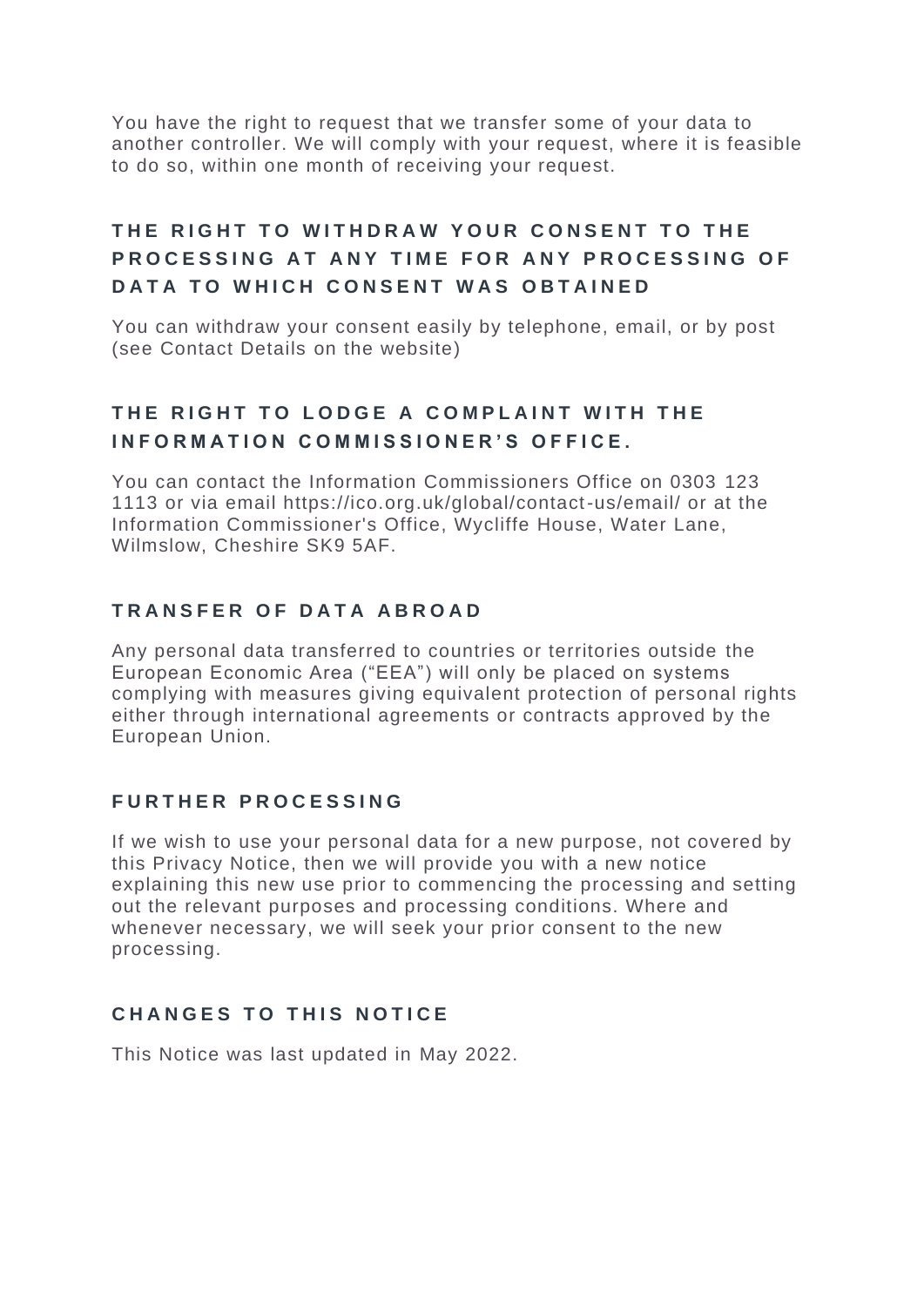You have the right to request that we transfer some of your data to another controller. We will comply with your request, where it is feasible to do so, within one month of receiving your request.

### THE RIGHT TO WITHDRAW YOUR CONSENT TO THE PROCESSING AT ANY TIME FOR ANY PROCESSING OF DATA TO WHICH CONSENT WAS OBTAINED

You can withdraw your consent easily by telephone, email, or by post (see Contact Details on the website)

### THE RIGHT TO LODGE A COMPLAINT WITH THE INFORMATION COMMISSIONER'S OFFICE.

You can contact the Information Commissioners Office on 0303 123 1113 or via email https://ico.org.uk/global/contact-us/email/ or at the Information Commissioner's Office, Wycliffe House, Water Lane, Wilmslow, Cheshire SK9 5AF.

### TRANSFER OF DATA ABROAD

Any personal data transferred to countries or territories outside the European Economic Area ("EEA") will only be placed on systems complying with measures giving equivalent protection of personal rights either through international agreements or contracts approved by the European Union.

### FURTHER PROCESSING

If we wish to use your personal data for a new purpose, not covered by this Privacy Notice, then we will provide you with a new notice explaining this new use prior to commencing the processing and setting out the relevant purposes and processing conditions. Where and whenever necessary, we will seek your prior consent to the new processing.

### CHANGES TO THIS NOTICE

This Notice was last updated in May 2022.